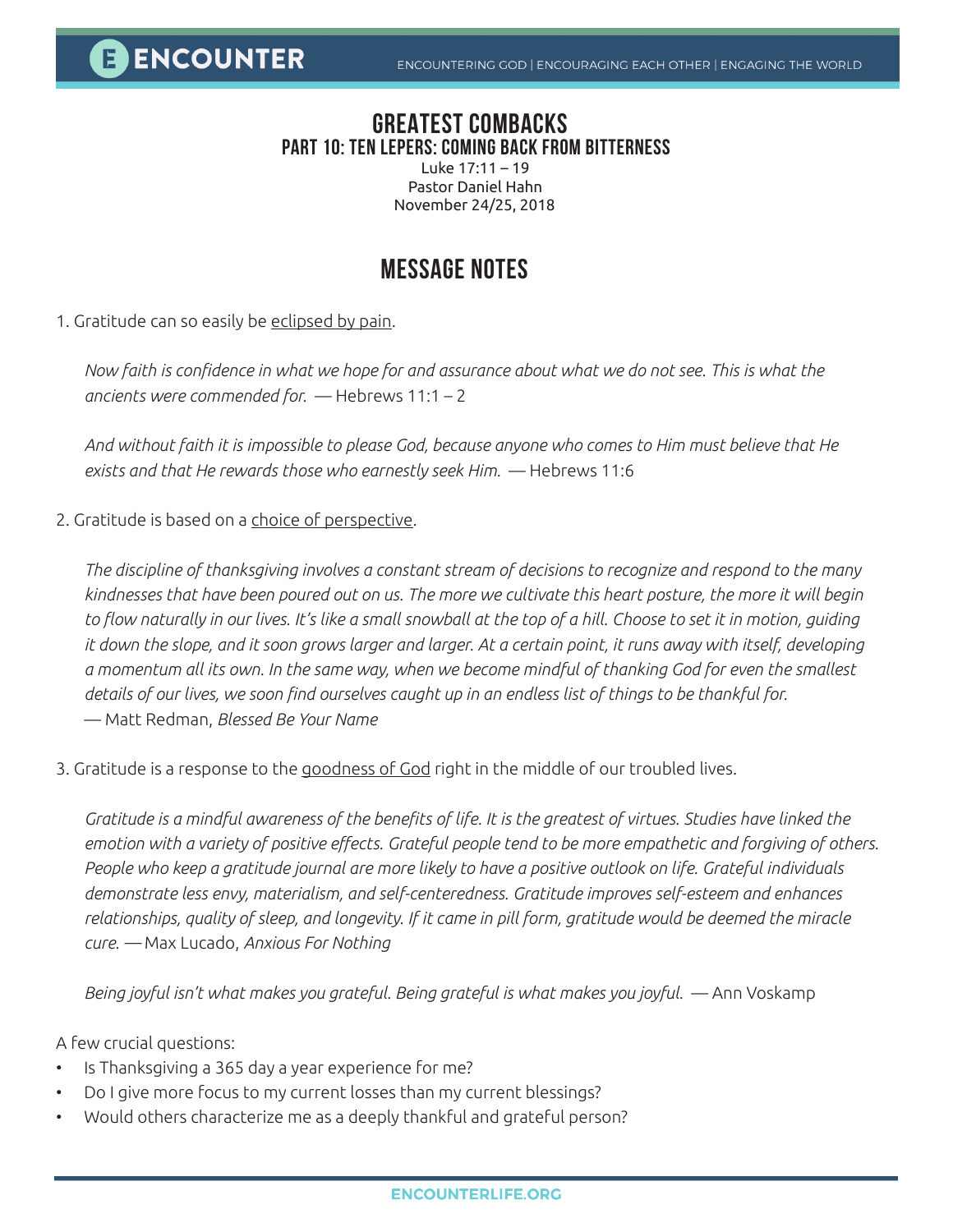# GREATEST COMBACKS

## PART 10: TEN LEPERS: COMING BACK FROM BITTERNESS

Luke 17:11 – 19
Pastor Daniel Hahn
November 24/25, 2018

## MESSAGE NOTES

1. Gratitude can so easily be eclipsed by pain.

*Now faith is confidence in what we hope for and assurance about what we do not see. This is what the ancients were commended for.* — Hebrews 11:1 – 2

*And without faith it is impossible to please God, because anyone who comes to Him must believe that He exists and that He rewards those who earnestly seek Him.* — Hebrews 11:6

2. Gratitude is based on a choice of perspective.

*The discipline of thanksgiving involves a constant stream of decisions to recognize and respond to the many kindnesses that have been poured out on us. The more we cultivate this heart posture, the more it will begin to flow naturally in our lives. It's like a small snowball at the top of a hill. Choose to set it in motion, guiding it down the slope, and it soon grows larger and larger. At a certain point, it runs away with itself, developing a momentum all its own. In the same way, when we become mindful of thanking God for even the smallest details of our lives, we soon find ourselves caught up in an endless list of things to be thankful for.*
— Matt Redman, *Blessed Be Your Name*

3. Gratitude is a response to the goodness of God right in the middle of our troubled lives.

*Gratitude is a mindful awareness of the benefits of life. It is the greatest of virtues. Studies have linked the emotion with a variety of positive effects. Grateful people tend to be more empathetic and forgiving of others. People who keep a gratitude journal are more likely to have a positive outlook on life. Grateful individuals demonstrate less envy, materialism, and self-centeredness. Gratitude improves self-esteem and enhances relationships, quality of sleep, and longevity. If it came in pill form, gratitude would be deemed the miracle cure.* — Max Lucado, *Anxious For Nothing*

*Being joyful isn't what makes you grateful. Being grateful is what makes you joyful.* — Ann Voskamp

A few crucial questions:

- Is Thanksgiving a 365 day a year experience for me?
- Do I give more focus to my current losses than my current blessings?
- Would others characterize me as a deeply thankful and grateful person?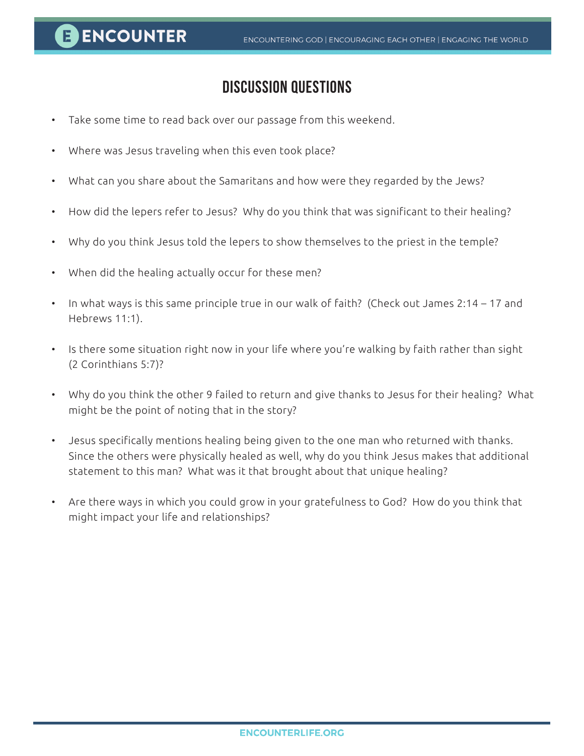# DISCUSSION QUESTIONS

- Take some time to read back over our passage from this weekend.
- Where was Jesus traveling when this even took place?
- What can you share about the Samaritans and how were they regarded by the Jews?
- How did the lepers refer to Jesus? Why do you think that was significant to their healing?
- Why do you think Jesus told the lepers to show themselves to the priest in the temple?
- When did the healing actually occur for these men?
- In what ways is this same principle true in our walk of faith? (Check out James 2:14 – 17 and Hebrews 11:1).
- Is there some situation right now in your life where you're walking by faith rather than sight (2 Corinthians 5:7)?
- Why do you think the other 9 failed to return and give thanks to Jesus for their healing? What might be the point of noting that in the story?
- Jesus specifically mentions healing being given to the one man who returned with thanks. Since the others were physically healed as well, why do you think Jesus makes that additional statement to this man? What was it that brought about that unique healing?
- Are there ways in which you could grow in your gratefulness to God? How do you think that might impact your life and relationships?